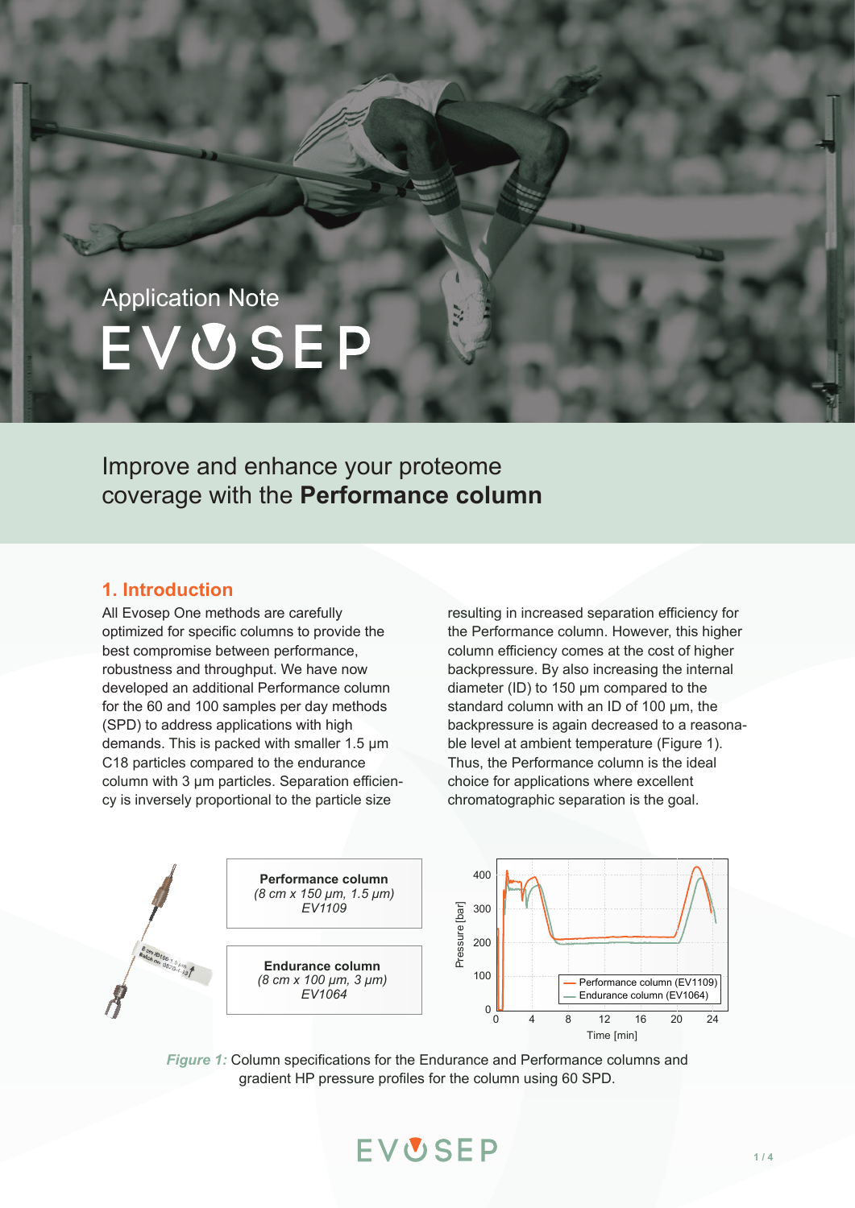Application Note

EVOSEP

# Improve and enhance your proteome coverage with the **Performance column**

## 1. Introduction

All Evosep One methods are carefully optimized for specific columns to provide the best compromise between performance, robustness and throughput. We have now developed an additional Performance column for the 60 and 100 samples per day methods (SPD) to address applications with high demands. This is packed with smaller 1.5 µm C18 particles compared to the endurance column with 3 µm particles. Separation efficiency is inversely proportional to the particle size resulting in increased separation efficiency for the Performance column. However, this higher column efficiency comes at the cost of higher backpressure. By also increasing the internal diameter (ID) to 150 µm compared to the standard column with an ID of 100 µm, the backpressure is again decreased to a reasonable level at ambient temperature (Figure 1). Thus, the Performance column is the ideal choice for applications where excellent chromatographic separation is the goal.

**Performance column**
*(8 cm x 150 µm, 1.5 µm)*
*EV1109*

**Endurance column**
*(8 cm x 100 µm, 3 µm)*
*EV1064*

*Figure 1:* Column specifications for the Endurance and Performance columns and gradient HP pressure profiles for the column using 60 SPD.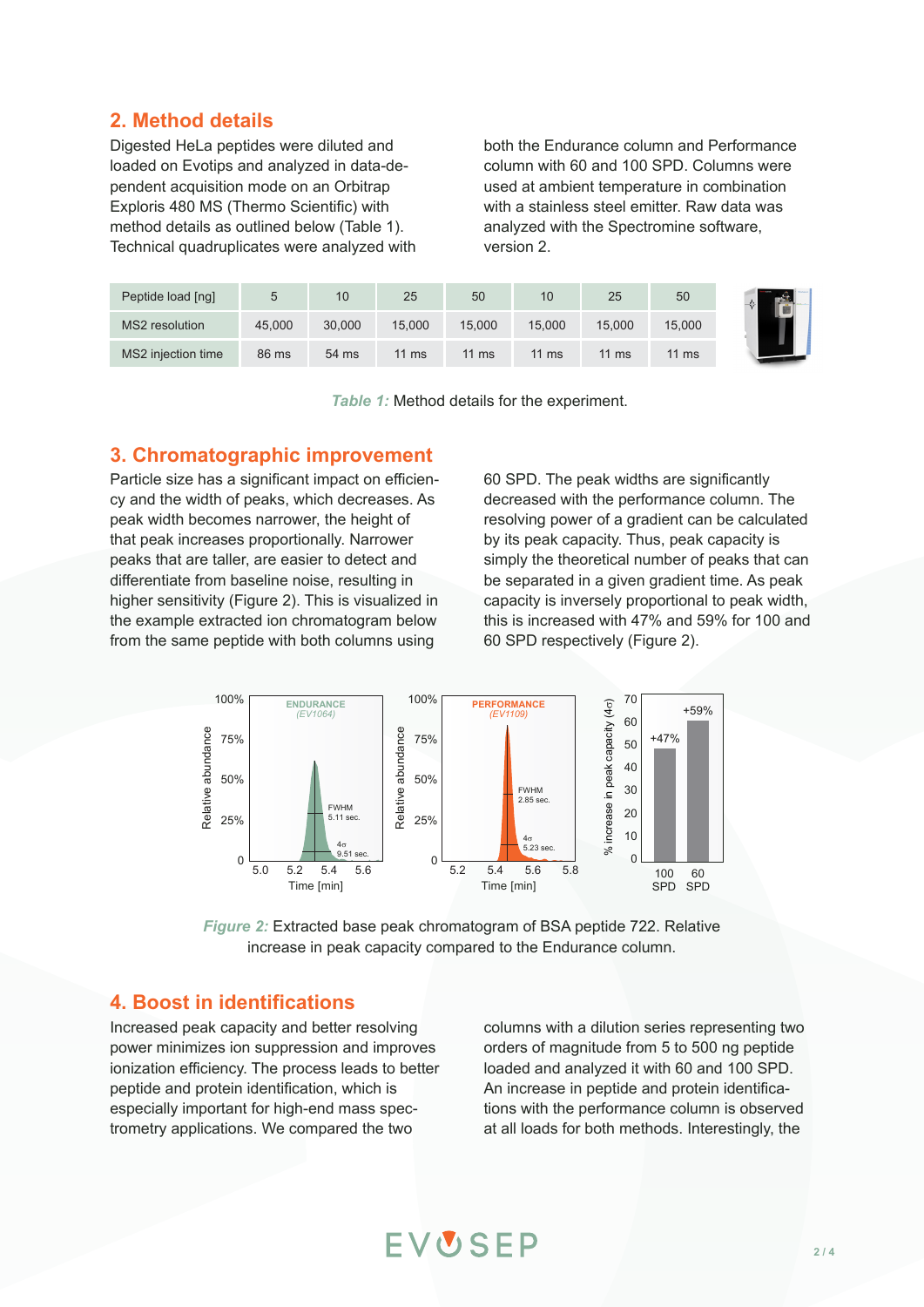## 2. Method details

Digested HeLa peptides were diluted and loaded on Evotips and analyzed in data-dependent acquisition mode on an Orbitrap Exploris 480 MS (Thermo Scientific) with method details as outlined below (Table 1). Technical quadruplicates were analyzed with both the Endurance column and Performance column with 60 and 100 SPD. Columns were used at ambient temperature in combination with a stainless steel emitter. Raw data was analyzed with the Spectromine software, version 2.

| Peptide load [ng] | 5 | 10 | 25 | 50 | 10 | 25 | 50 |
|---|---|---|---|---|---|---|---|
| MS2 resolution | 45,000 | 30,000 | 15,000 | 15,000 | 15,000 | 15,000 | 15,000 |
| MS2 injection time | 86 ms | 54 ms | 11 ms | 11 ms | 11 ms | 11 ms | 11 ms |

*Table 1:* Method details for the experiment.

## 3. Chromatographic improvement

Particle size has a significant impact on efficiency and the width of peaks, which decreases. As peak width becomes narrower, the height of that peak increases proportionally. Narrower peaks that are taller, are easier to detect and differentiate from baseline noise, resulting in higher sensitivity (Figure 2). This is visualized in the example extracted ion chromatogram below from the same peptide with both columns using 60 SPD. The peak widths are significantly decreased with the performance column. The resolving power of a gradient can be calculated by its peak capacity. Thus, peak capacity is simply the theoretical number of peaks that can be separated in a given gradient time. As peak capacity is inversely proportional to peak width, this is increased with 47% and 59% for 100 and 60 SPD respectively (Figure 2).

*Figure 2:* Extracted base peak chromatogram of BSA peptide 722. Relative increase in peak capacity compared to the Endurance column.

## 4. Boost in identifications

Increased peak capacity and better resolving power minimizes ion suppression and improves ionization efficiency. The process leads to better peptide and protein identification, which is especially important for high-end mass spectrometry applications. We compared the two columns with a dilution series representing two orders of magnitude from 5 to 500 ng peptide loaded and analyzed it with 60 and 100 SPD. An increase in peptide and protein identifications with the performance column is observed at all loads for both methods. Interestingly, the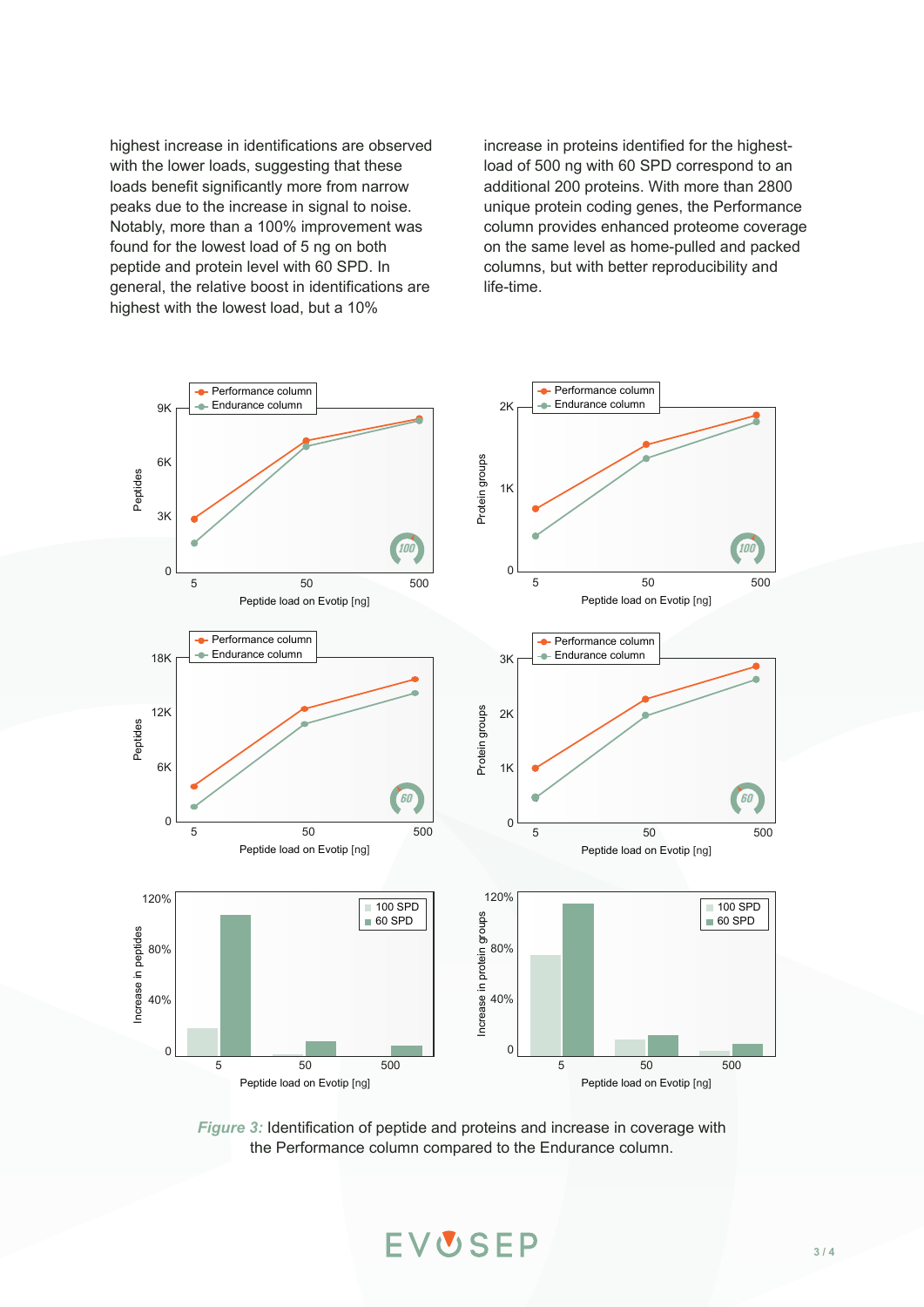highest increase in identifications are observed with the lower loads, suggesting that these loads benefit significantly more from narrow peaks due to the increase in signal to noise. Notably, more than a 100% improvement was found for the lowest load of 5 ng on both peptide and protein level with 60 SPD. In general, the relative boost in identifications are highest with the lowest load, but a 10% increase in proteins identified for the highest-load of 500 ng with 60 SPD correspond to an additional 200 proteins. With more than 2800 unique protein coding genes, the Performance column provides enhanced proteome coverage on the same level as home-pulled and packed columns, but with better reproducibility and life-time.

*Figure 3:* Identification of peptide and proteins and increase in coverage with the Performance column compared to the Endurance column.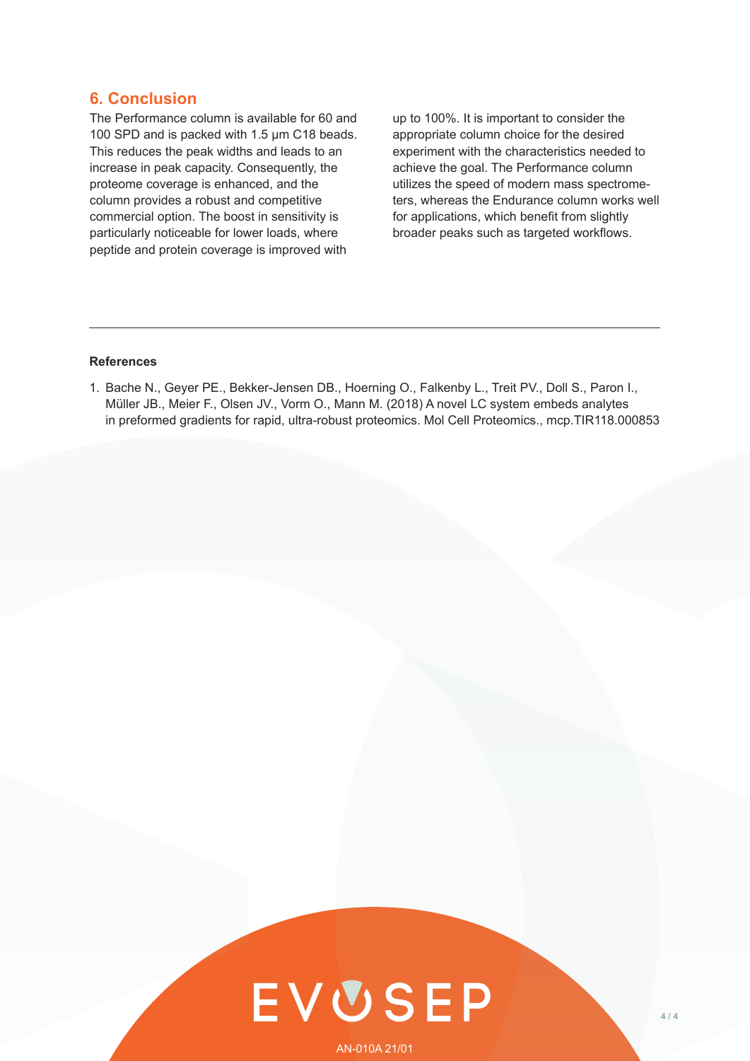## 6. Conclusion

The Performance column is available for 60 and 100 SPD and is packed with 1.5 µm C18 beads. This reduces the peak widths and leads to an increase in peak capacity. Consequently, the proteome coverage is enhanced, and the column provides a robust and competitive commercial option. The boost in sensitivity is particularly noticeable for lower loads, where peptide and protein coverage is improved with up to 100%. It is important to consider the appropriate column choice for the desired experiment with the characteristics needed to achieve the goal. The Performance column utilizes the speed of modern mass spectrometers, whereas the Endurance column works well for applications, which benefit from slightly broader peaks such as targeted workflows.

---

**References**

1. Bache N., Geyer PE., Bekker-Jensen DB., Hoerning O., Falkenby L., Treit PV., Doll S., Paron I., Müller JB., Meier F., Olsen JV., Vorm O., Mann M. (2018) A novel LC system embeds analytes in preformed gradients for rapid, ultra-robust proteomics. Mol Cell Proteomics., mcp.TIR118.000853

EVOSEP

AN-010A 21/01